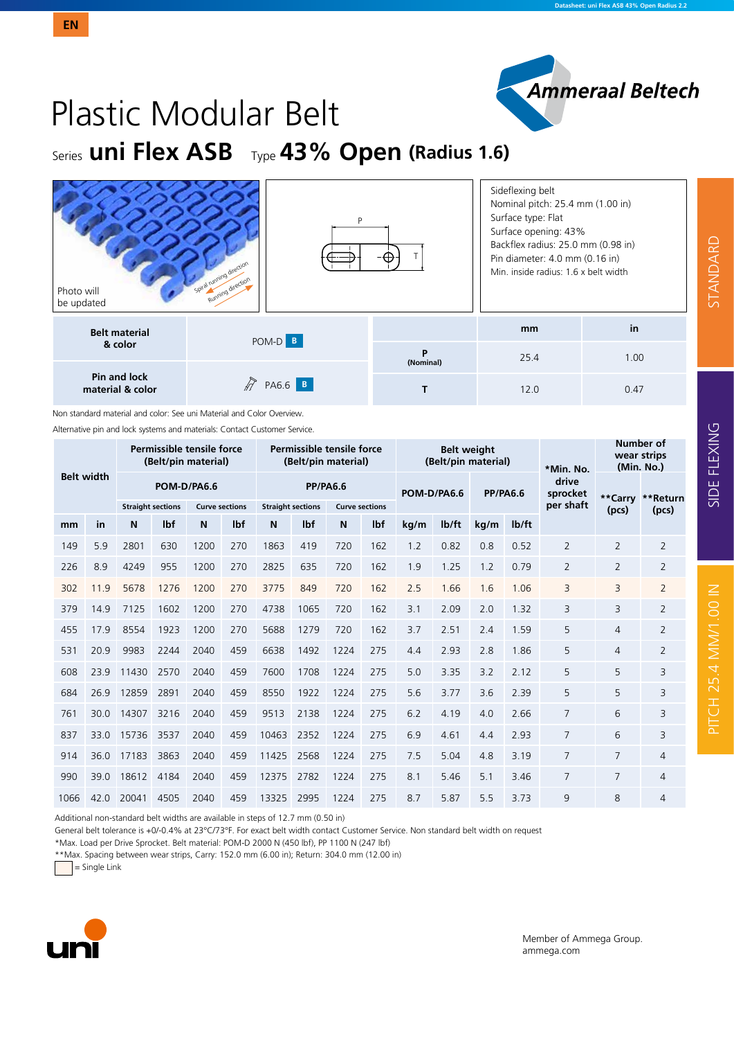EN

# Plastic Modular Belt

## Series **uni Flex ASB** Type **43% Open (Radius 1.6)**

Photo will be updated

Sideflexing belt
Nominal pitch: 25.4 mm (1.00 in)
Surface type: Flat
Surface opening: 43%
Backflex radius: 25.0 mm (0.98 in)
Pin diameter: 4.0 mm (0.16 in)
Min. inside radius: 1.6 x belt width

| Belt material & color | POM-D B |
|---|---|
| Pin and lock material & color | PA6.6 B |

| | mm | in |
|---|---|---|
| P (Nominal) | 25.4 | 1.00 |
| T | 12.0 | 0.47 |

Non standard material and color: See uni Material and Color Overview.

Alternative pin and lock systems and materials: Contact Customer Service.

| Belt width | | Permissible tensile force (Belt/pin material) | | | | Permissible tensile force (Belt/pin material) | | | | Belt weight (Belt/pin material) | | | | *Min. No. drive sprocket per shaft | Number of wear strips (Min. No.) | |
|---|---|---|---|---|---|---|---|---|---|---|---|---|---|---|---|---|
| | | POM-D/PA6.6 | | | | PP/PA6.6 | | | | POM-D/PA6.6 | | PP/PA6.6 | | | **Carry (pcs) | **Return (pcs) |
| | | Straight sections | | Curve sections | | Straight sections | | Curve sections | | | | | | | | |
| mm | in | N | lbf | N | lbf | N | lbf | N | lbf | kg/m | lb/ft | kg/m | lb/ft | | | |
| 149 | 5.9 | 2801 | 630 | 1200 | 270 | 1863 | 419 | 720 | 162 | 1.2 | 0.82 | 0.8 | 0.52 | 2 | 2 | 2 |
| 226 | 8.9 | 4249 | 955 | 1200 | 270 | 2825 | 635 | 720 | 162 | 1.9 | 1.25 | 1.2 | 0.79 | 2 | 2 | 2 |
| 302 | 11.9 | 5678 | 1276 | 1200 | 270 | 3775 | 849 | 720 | 162 | 2.5 | 1.66 | 1.6 | 1.06 | 3 | 3 | 2 |
| 379 | 14.9 | 7125 | 1602 | 1200 | 270 | 4738 | 1065 | 720 | 162 | 3.1 | 2.09 | 2.0 | 1.32 | 3 | 3 | 2 |
| 455 | 17.9 | 8554 | 1923 | 1200 | 270 | 5688 | 1279 | 720 | 162 | 3.7 | 2.51 | 2.4 | 1.59 | 5 | 4 | 2 |
| 531 | 20.9 | 9983 | 2244 | 2040 | 459 | 6638 | 1492 | 1224 | 275 | 4.4 | 2.93 | 2.8 | 1.86 | 5 | 4 | 2 |
| 608 | 23.9 | 11430 | 2570 | 2040 | 459 | 7600 | 1708 | 1224 | 275 | 5.0 | 3.35 | 3.2 | 2.12 | 5 | 5 | 3 |
| 684 | 26.9 | 12859 | 2891 | 2040 | 459 | 8550 | 1922 | 1224 | 275 | 5.6 | 3.77 | 3.6 | 2.39 | 5 | 5 | 3 |
| 761 | 30.0 | 14307 | 3216 | 2040 | 459 | 9513 | 2138 | 1224 | 275 | 6.2 | 4.19 | 4.0 | 2.66 | 7 | 6 | 3 |
| 837 | 33.0 | 15736 | 3537 | 2040 | 459 | 10463 | 2352 | 1224 | 275 | 6.9 | 4.61 | 4.4 | 2.93 | 7 | 6 | 3 |
| 914 | 36.0 | 17183 | 3863 | 2040 | 459 | 11425 | 2568 | 1224 | 275 | 7.5 | 5.04 | 4.8 | 3.19 | 7 | 7 | 4 |
| 990 | 39.0 | 18612 | 4184 | 2040 | 459 | 12375 | 2782 | 1224 | 275 | 8.1 | 5.46 | 5.1 | 3.46 | 7 | 7 | 4 |
| 1066 | 42.0 | 20041 | 4505 | 2040 | 459 | 13325 | 2995 | 1224 | 275 | 8.7 | 5.87 | 5.5 | 3.73 | 9 | 8 | 4 |

Additional non-standard belt widths are available in steps of 12.7 mm (0.50 in)

General belt tolerance is +0/-0.4% at 23°C/73°F. For exact belt width contact Customer Service. Non standard belt width on request

*Max. Load per Drive Sprocket. Belt material: POM-D 2000 N (450 lbf), PP 1100 N (247 lbf)

**Max. Spacing between wear strips, Carry: 152.0 mm (6.00 in); Return: 304.0 mm (12.00 in)

= Single Link

Member of Ammega Group.
ammega.com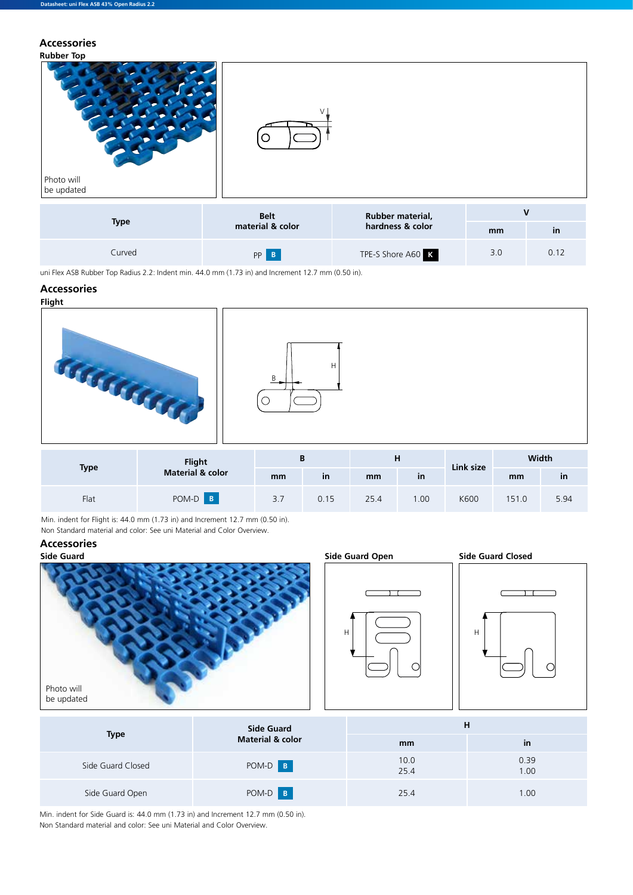## Accessories

### Rubber Top

Photo will be updated

| Type | Belt material & color | Rubber material, hardness & color | V | |
|---|---|---|---|---|
| | | | mm | in |
| Curved | PP B | TPE-S Shore A60 K | 3.0 | 0.12 |

uni Flex ASB Rubber Top Radius 2.2: Indent min. 44.0 mm (1.73 in) and Increment 12.7 mm (0.50 in).

## Accessories

### Flight

| Type | Flight Material & color | B | | H | | Link size | Width | |
|---|---|---|---|---|---|---|---|---|
| | | mm | in | mm | in | | mm | in |
| Flat | POM-D B | 3.7 | 0.15 | 25.4 | 1.00 | K600 | 151.0 | 5.94 |

Min. indent for Flight is: 44.0 mm (1.73 in) and Increment 12.7 mm (0.50 in).
Non Standard material and color: See uni Material and Color Overview.

## Accessories

### Side Guard

Photo will be updated

**Side Guard Open**

**Side Guard Closed**

| Type | Side Guard Material & color | H | |
|---|---|---|---|
| | | mm | in |
| Side Guard Closed | POM-D B | 10.0<br>25.4 | 0.39<br>1.00 |
| Side Guard Open | POM-D B | 25.4 | 1.00 |

Min. indent for Side Guard is: 44.0 mm (1.73 in) and Increment 12.7 mm (0.50 in).
Non Standard material and color: See uni Material and Color Overview.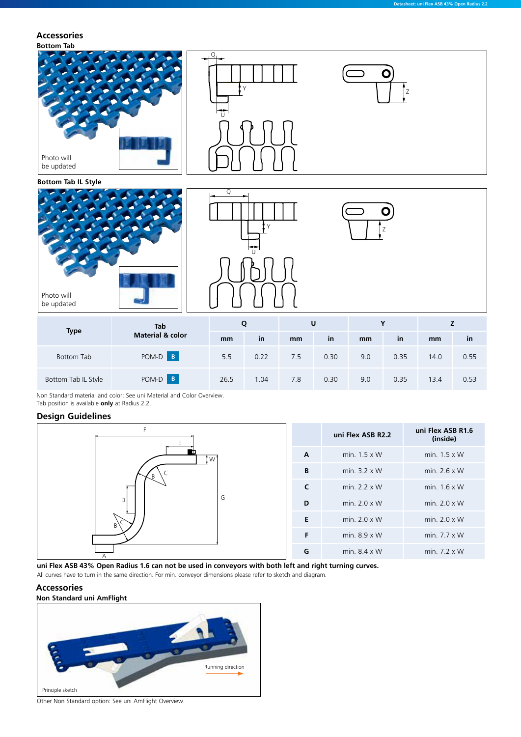## Accessories

### Bottom Tab

Photo will be updated

### Bottom Tab IL Style

Photo will be updated

| Type | Tab Material & color | Q | | U | | Y | | Z | |
|---|---|---|---|---|---|---|---|---|---|
| | | mm | in | mm | in | mm | in | mm | in |
| Bottom Tab | POM-D B | 5.5 | 0.22 | 7.5 | 0.30 | 9.0 | 0.35 | 14.0 | 0.55 |
| Bottom Tab IL Style | POM-D B | 26.5 | 1.04 | 7.8 | 0.30 | 9.0 | 0.35 | 13.4 | 0.53 |

Non Standard material and color: See uni Material and Color Overview.
Tab position is available **only** at Radius 2.2.

## Design Guidelines

| | uni Flex ASB R2.2 | uni Flex ASB R1.6 (inside) |
|---|---|---|
| **A** | min. 1.5 x W | min. 1.5 x W |
| **B** | min. 3.2 x W | min. 2.6 x W |
| **C** | min. 2.2 x W | min. 1.6 x W |
| **D** | min. 2.0 x W | min. 2.0 x W |
| **E** | min. 2.0 x W | min. 2.0 x W |
| **F** | min. 8.9 x W | min. 7.7 x W |
| **G** | min. 8.4 x W | min. 7.2 x W |

**uni Flex ASB 43% Open Radius 1.6 can not be used in conveyors with both left and right turning curves.**
All curves have to turn in the same direction. For min. conveyor dimensions please refer to sketch and diagram.

## Accessories

### Non Standard uni AmFlight

Running direction

Principle sketch

Other Non Standard option: See uni AmFlight Overview.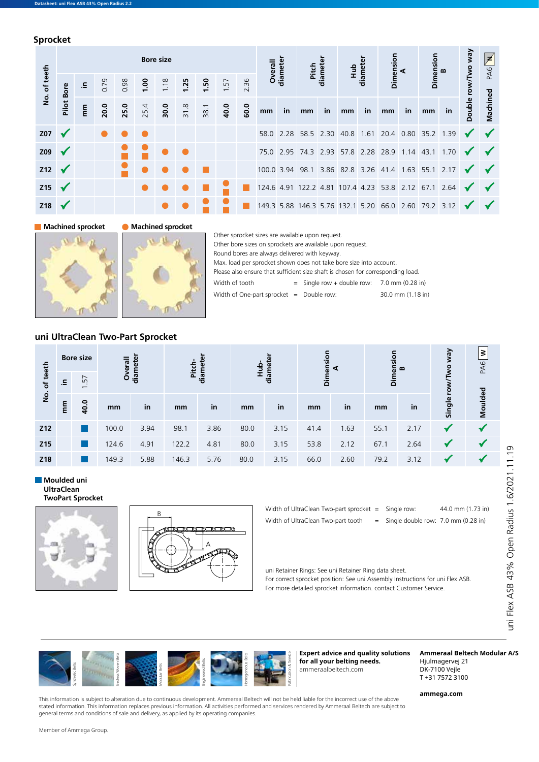## Sprocket

| No. of teeth | Bore size | | | | | | | | | Overall diameter | | Pitch diameter | | Hub diameter | | Dimension A | | Dimension B | | Double row/Two way | PA6 |
|---|---|---|---|---|---|---|---|---|---|---|---|---|---|---|---|---|---|---|---|---|---|
| | Pilot Bore | in / mm | 0.79 | 0.98 | 1.00 | 1.18 | 1.25 | 1.50 | 1.57 | 2.36 | | | | | | | | | | | |
| | | mm | 20.0 | 25.0 | 25.4 | 30.0 | 31.8 | 38.1 | 40.0 | 60.0 | mm | in | mm | in | mm | in | mm | in | mm | in | | Machined |
| Z07 | ✓ | | ● | ● | ● | | | | | | 58.0 | 2.28 | 58.5 | 2.30 | 40.8 | 1.61 | 20.4 | 0.80 | 35.2 | 1.39 | ✓ | ✓ |
| Z09 | ✓ | | | ● ■ | ● ■ | ● | ● | | | | 75.0 | 2.95 | 74.3 | 2.93 | 57.8 | 2.28 | 28.9 | 1.14 | 43.1 | 1.70 | ✓ | ✓ |
| Z12 | ✓ | | | ● ■ | ● | ● | ● | ■ | | | 100.0 | 3.94 | 98.1 | 3.86 | 82.8 | 3.26 | 41.4 | 1.63 | 55.1 | 2.17 | ✓ | ✓ |
| Z15 | ✓ | | | | ● | ● | ● | ■ | ● ■ | ■ | 124.6 | 4.91 | 122.2 | 4.81 | 107.4 | 4.23 | 53.8 | 2.12 | 67.1 | 2.64 | ✓ | ✓ |
| Z18 | ✓ | | | | | ● | ● | ● ■ | ● ■ | ■ | 149.3 | 5.88 | 146.3 | 5.76 | 132.1 | 5.20 | 66.0 | 2.60 | 79.2 | 3.12 | ✓ | ✓ |

■ Machined sprocket

● Machined sprocket

Other sprocket sizes are available upon request.
Other bore sizes on sprockets are available upon request.
Round bores are always delivered with keyway.
Max. load per sprocket shown does not take bore size into account.
Please also ensure that sufficient size shaft is chosen for corresponding load.

Width of tooth = Single row + double row: 7.0 mm (0.28 in)

Width of One-part sprocket = Double row: 30.0 mm (1.18 in)

## uni UltraClean Two-Part Sprocket

| No. of teeth | Bore size | Overall diameter | | Pitch-diameter | | Hub-diameter | | Dimension A | | Dimension B | | Single row/Two way | PA6 |
|---|---|---|---|---|---|---|---|---|---|---|---|---|---|
| | in: 1.57 / mm: 40.0 | mm | in | mm | in | mm | in | mm | in | mm | in | | Moulded |
| Z12 | ■ | 100.0 | 3.94 | 98.1 | 3.86 | 80.0 | 3.15 | 41.4 | 1.63 | 55.1 | 2.17 | ✓ | ✓ |
| Z15 | ■ | 124.6 | 4.91 | 122.2 | 4.81 | 80.0 | 3.15 | 53.8 | 2.12 | 67.1 | 2.64 | ✓ | ✓ |
| Z18 | ■ | 149.3 | 5.88 | 146.3 | 5.76 | 80.0 | 3.15 | 66.0 | 2.60 | 79.2 | 3.12 | ✓ | ✓ |

■ Moulded uni UltraClean TwoPart Sprocket

B

A

Width of UltraClean Two-part sprocket = Single row: 44.0 mm (1.73 in)

Width of UltraClean Two-part tooth = Single double row: 7.0 mm (0.28 in)

uni Retainer Rings: See uni Retainer Ring data sheet.
For correct sprocket position: See uni Assembly Instructions for uni Flex ASB.
For more detailed sprocket information. contact Customer Service.

uni Flex ASB 43% Open Radius 1.6/2021.11.19

Synthetic Belts | Endless Woven Belts | Modular Belts | Engineered Belts | Homogeneous Belts | Fabrication & Service

**Expert advice and quality solutions for all your belting needs.**
ammeraalbeltech.com

**Ammeraal Beltech Modular A/S**
Hjulmagervej 21
DK-7100 Vejle
T +31 7572 3100

**ammega.com**

This information is subject to alteration due to continuous development. Ammeraal Beltech will not be held liable for the incorrect use of the above stated information. This information replaces previous information. All activities performed and services rendered by Ammeraal Beltech are subject to general terms and conditions of sale and delivery, as applied by its operating companies.

Member of Ammega Group.